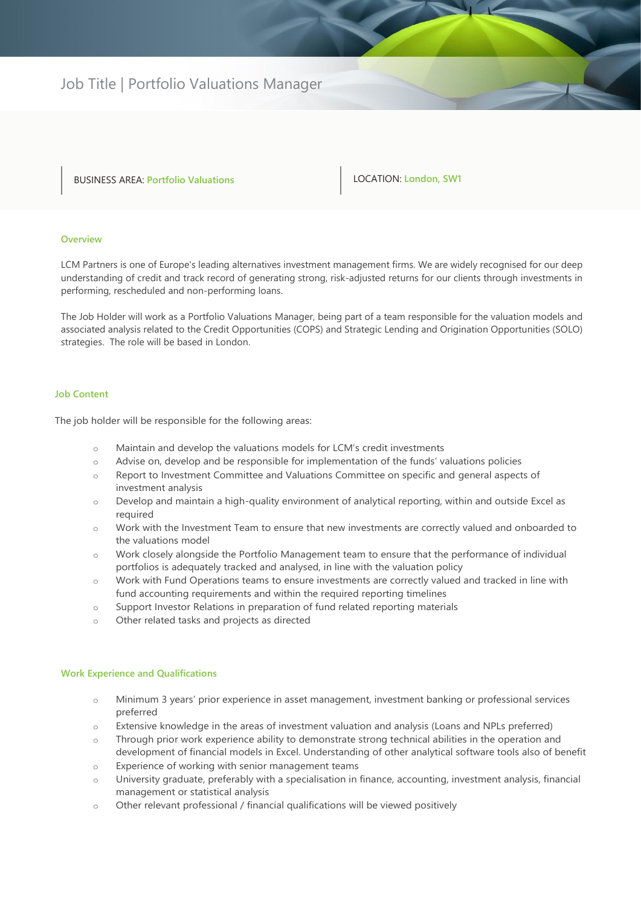# Job Title | Portfolio Valuations Manager

BUSINESS AREA: Portfolio Valuations

LOCATION: London, SW1

## Overview

LCM Partners is one of Europe's leading alternatives investment management firms. We are widely recognised for our deep understanding of credit and track record of generating strong, risk-adjusted returns for our clients through investments in performing, rescheduled and non-performing loans.

The Job Holder will work as a Portfolio Valuations Manager, being part of a team responsible for the valuation models and associated analysis related to the Credit Opportunities (COPS) and Strategic Lending and Origination Opportunities (SOLO) strategies. The role will be based in London.

## Job Content

The job holder will be responsible for the following areas:

- Maintain and develop the valuations models for LCM's credit investments
- Advise on, develop and be responsible for implementation of the funds' valuations policies
- Report to Investment Committee and Valuations Committee on specific and general aspects of investment analysis
- Develop and maintain a high-quality environment of analytical reporting, within and outside Excel as required
- Work with the Investment Team to ensure that new investments are correctly valued and onboarded to the valuations model
- Work closely alongside the Portfolio Management team to ensure that the performance of individual portfolios is adequately tracked and analysed, in line with the valuation policy
- Work with Fund Operations teams to ensure investments are correctly valued and tracked in line with fund accounting requirements and within the required reporting timelines
- Support Investor Relations in preparation of fund related reporting materials
- Other related tasks and projects as directed

## Work Experience and Qualifications

- Minimum 3 years' prior experience in asset management, investment banking or professional services preferred
- Extensive knowledge in the areas of investment valuation and analysis (Loans and NPLs preferred)
- Through prior work experience ability to demonstrate strong technical abilities in the operation and development of financial models in Excel. Understanding of other analytical software tools also of benefit
- Experience of working with senior management teams
- University graduate, preferably with a specialisation in finance, accounting, investment analysis, financial management or statistical analysis
- Other relevant professional / financial qualifications will be viewed positively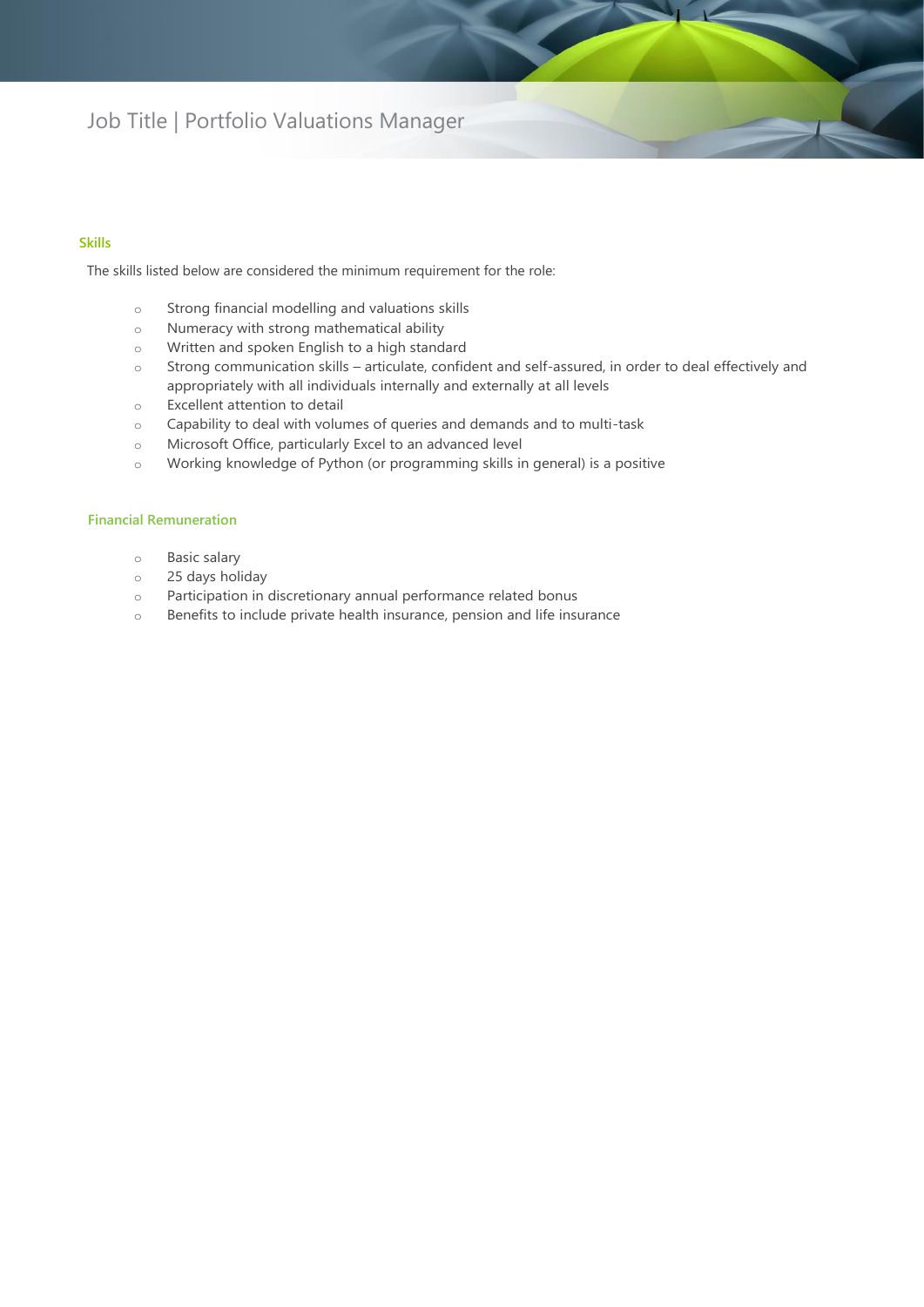### Skills

The skills listed below are considered the minimum requirement for the role:

- Strong financial modelling and valuations skills
- Numeracy with strong mathematical ability
- Written and spoken English to a high standard
- Strong communication skills – articulate, confident and self-assured, in order to deal effectively and appropriately with all individuals internally and externally at all levels
- Excellent attention to detail
- Capability to deal with volumes of queries and demands and to multi-task
- Microsoft Office, particularly Excel to an advanced level
- Working knowledge of Python (or programming skills in general) is a positive

### Financial Remuneration

- Basic salary
- 25 days holiday
- Participation in discretionary annual performance related bonus
- Benefits to include private health insurance, pension and life insurance